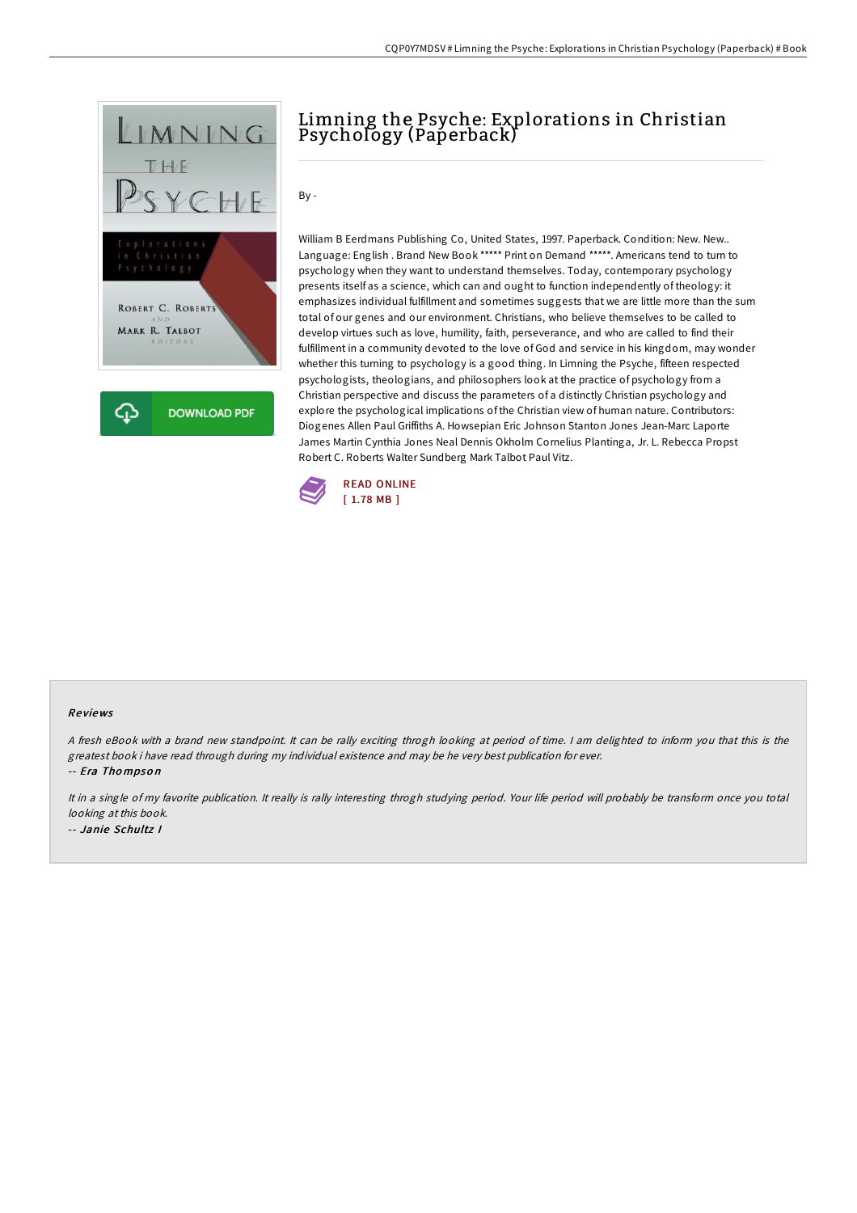# Limning the Psyche: Explorations in Christian Psychology (Paperback)

By -

William B Eerdmans Publishing Co, United States, 1997. Paperback. Condition: New. New.. Language: English . Brand New Book ***** Print on Demand *****. Americans tend to turn to psychology when they want to understand themselves. Today, contemporary psychology presents itself as a science, which can and ought to function independently of theology: it emphasizes individual fulfillment and sometimes suggests that we are little more than the sum total of our genes and our environment. Christians, who believe themselves to be called to develop virtues such as love, humility, faith, perseverance, and who are called to find their fulfillment in a community devoted to the love of God and service in his kingdom, may wonder whether this turning to psychology is a good thing. In Limning the Psyche, fifteen respected psychologists, theologians, and philosophers look at the practice of psychology from a Christian perspective and discuss the parameters of a distinctly Christian psychology and explore the psychological implications of the Christian view of human nature. Contributors: Diogenes Allen Paul Griffiths A. Howsepian Eric Johnson Stanton Jones Jean-Marc Laporte James Martin Cynthia Jones Neal Dennis Okholm Cornelius Plantinga, Jr. L. Rebecca Propst Robert C. Roberts Walter Sundberg Mark Talbot Paul Vitz.

READ ONLINE
[ 1.78 MB ]

## Reviews

*A fresh eBook with a brand new standpoint. It can be rally exciting throgh looking at period of time. I am delighted to inform you that this is the greatest book i have read through during my individual existence and may be he very best publication for ever.*

*-- Era Thompson*

*It in a single of my favorite publication. It really is rally interesting throgh studying period. Your life period will probably be transform once you total looking at this book.*

*-- Janie Schultz I*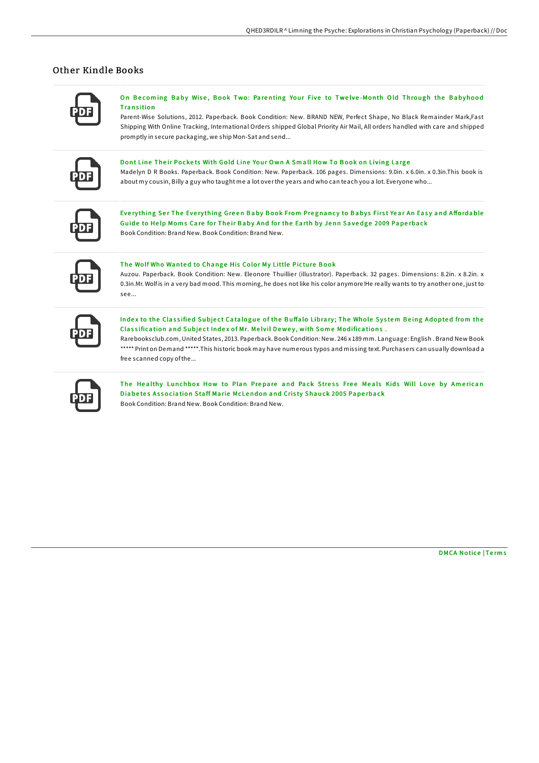## Other Kindle Books

**On Becoming Baby Wise, Book Two: Parenting Your Five to Twelve-Month Old Through the Babyhood Transition**

Parent-Wise Solutions, 2012. Paperback. Book Condition: New. BRAND NEW, Perfect Shape, No Black Remainder Mark,Fast Shipping With Online Tracking, International Orders shipped Global Priority Air Mail, All orders handled with care and shipped promptly in secure packaging, we ship Mon-Sat and send...

**Dont Line Their Pockets With Gold Line Your Own A Small How To Book on Living Large**

Madelyn D R Books. Paperback. Book Condition: New. Paperback. 106 pages. Dimensions: 9.0in. x 6.0in. x 0.3in.This book is about my cousin, Billy a guy who taught me a lot over the years and who can teach you a lot. Everyone who...

**Everything Ser The Everything Green Baby Book From Pregnancy to Babys First Year An Easy and Affordable Guide to Help Moms Care for Their Baby And for the Earth by Jenn Savedge 2009 Paperback**

Book Condition: Brand New. Book Condition: Brand New.

**The Wolf Who Wanted to Change His Color My Little Picture Book**

Auzou. Paperback. Book Condition: New. Eleonore Thuillier (illustrator). Paperback. 32 pages. Dimensions: 8.2in. x 8.2in. x 0.3in.Mr. Wolf is in a very bad mood. This morning, he does not like his color anymore!He really wants to try another one, just to see...

**Index to the Classified Subject Catalogue of the Buffalo Library; The Whole System Being Adopted from the Classification and Subject Index of Mr. Melvil Dewey, with Some Modifications .**

Rarebooksclub.com, United States, 2013. Paperback. Book Condition: New. 246 x 189 mm. Language: English . Brand New Book ***** Print on Demand *****.This historic book may have numerous typos and missing text. Purchasers can usually download a free scanned copy of the...

**The Healthy Lunchbox How to Plan Prepare and Pack Stress Free Meals Kids Will Love by American Diabetes Association Staff Marie McLendon and Cristy Shauck 2005 Paperback**

Book Condition: Brand New. Book Condition: Brand New.